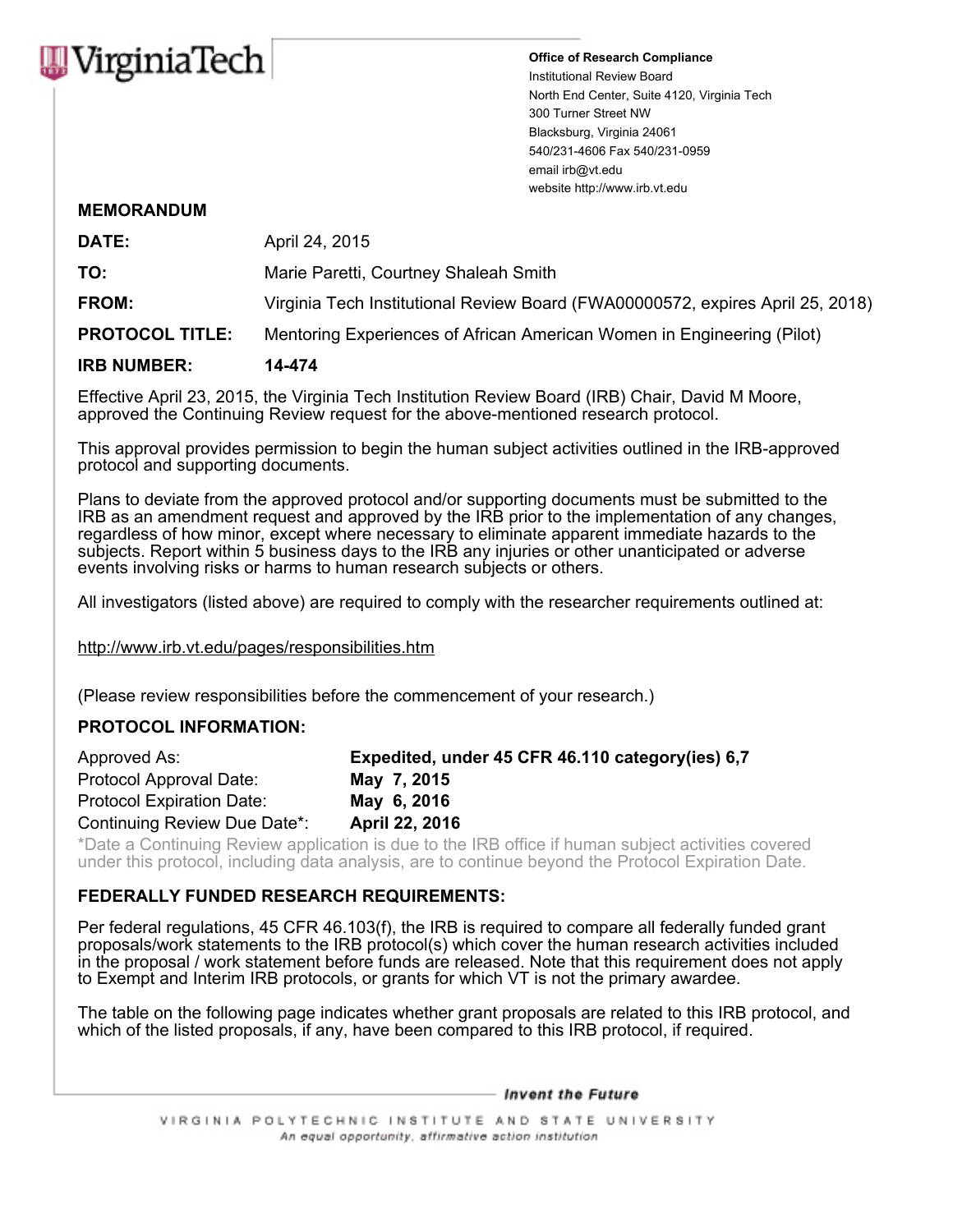VirginiaTech

**Office of Research Compliance**
Institutional Review Board
North End Center, Suite 4120, Virginia Tech
300 Turner Street NW
Blacksburg, Virginia 24061
540/231-4606 Fax 540/231-0959
email irb@vt.edu
website http://www.irb.vt.edu

## MEMORANDUM

| | |
|---|---|
| **DATE:** | April 24, 2015 |
| **TO:** | Marie Paretti, Courtney Shaleah Smith |
| **FROM:** | Virginia Tech Institutional Review Board (FWA00000572, expires April 25, 2018) |
| **PROTOCOL TITLE:** | Mentoring Experiences of African American Women in Engineering (Pilot) |
| **IRB NUMBER:** | **14-474** |

Effective April 23, 2015, the Virginia Tech Institution Review Board (IRB) Chair, David M Moore, approved the Continuing Review request for the above-mentioned research protocol.

This approval provides permission to begin the human subject activities outlined in the IRB-approved protocol and supporting documents.

Plans to deviate from the approved protocol and/or supporting documents must be submitted to the IRB as an amendment request and approved by the IRB prior to the implementation of any changes, regardless of how minor, except where necessary to eliminate apparent immediate hazards to the subjects. Report within 5 business days to the IRB any injuries or other unanticipated or adverse events involving risks or harms to human research subjects or others.

All investigators (listed above) are required to comply with the researcher requirements outlined at:

http://www.irb.vt.edu/pages/responsibilities.htm

(Please review responsibilities before the commencement of your research.)

### PROTOCOL INFORMATION:

| | |
|---|---|
| Approved As: | **Expedited, under 45 CFR 46.110 category(ies) 6,7** |
| Protocol Approval Date: | **May 7, 2015** |
| Protocol Expiration Date: | **May 6, 2016** |
| Continuing Review Due Date*: | **April 22, 2016** |

*Date a Continuing Review application is due to the IRB office if human subject activities covered under this protocol, including data analysis, are to continue beyond the Protocol Expiration Date.

### FEDERALLY FUNDED RESEARCH REQUIREMENTS:

Per federal regulations, 45 CFR 46.103(f), the IRB is required to compare all federally funded grant proposals/work statements to the IRB protocol(s) which cover the human research activities included in the proposal / work statement before funds are released. Note that this requirement does not apply to Exempt and Interim IRB protocols, or grants for which VT is not the primary awardee.

The table on the following page indicates whether grant proposals are related to this IRB protocol, and which of the listed proposals, if any, have been compared to this IRB protocol, if required.

*Invent the Future*

VIRGINIA POLYTECHNIC INSTITUTE AND STATE UNIVERSITY
*An equal opportunity, affirmative action institution*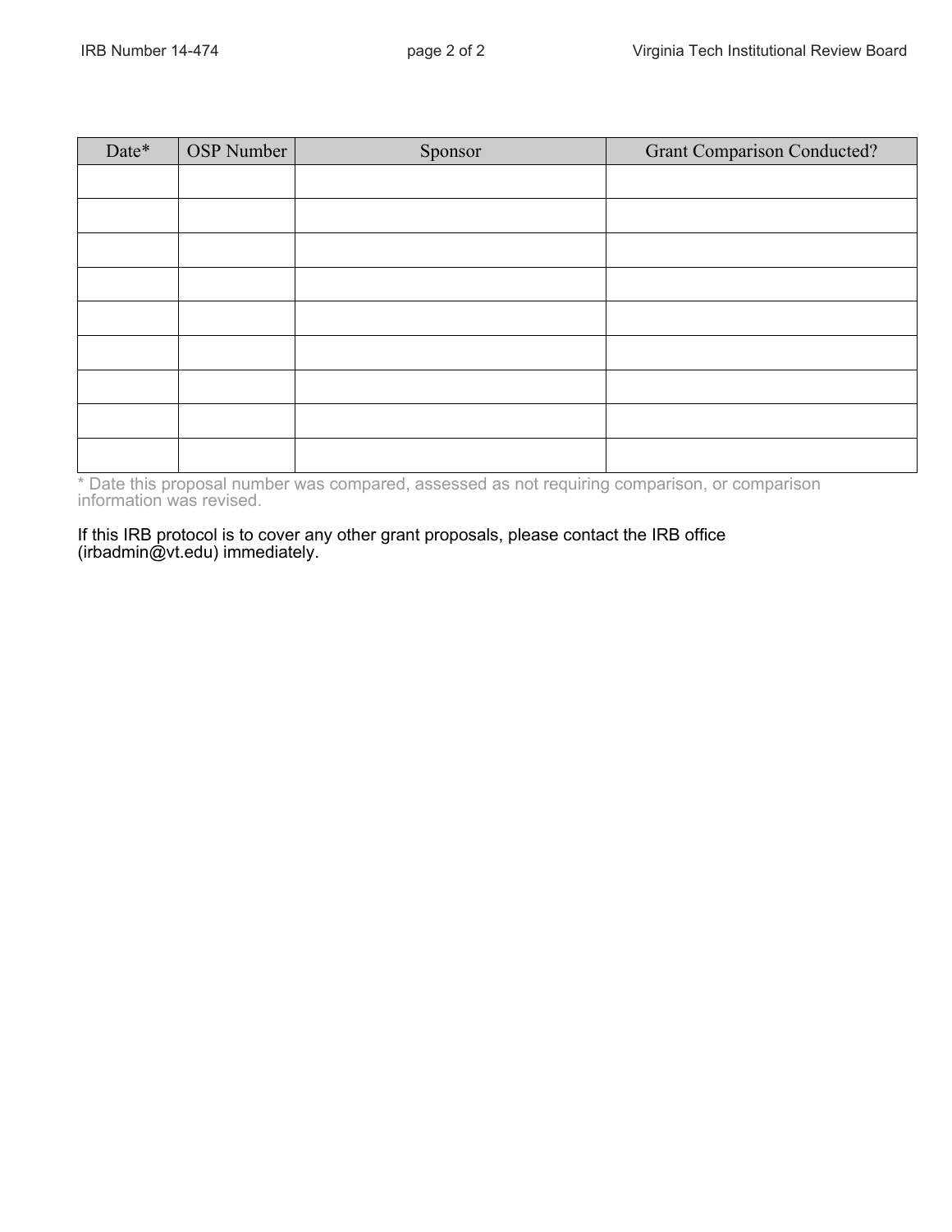| Date* | OSP Number | Sponsor | Grant Comparison Conducted? |
|---|---|---|---|
| | | | |
| | | | |
| | | | |
| | | | |
| | | | |
| | | | |
| | | | |
| | | | |
| | | | |

* Date this proposal number was compared, assessed as not requiring comparison, or comparison information was revised.

If this IRB protocol is to cover any other grant proposals, please contact the IRB office (irbadmin@vt.edu) immediately.